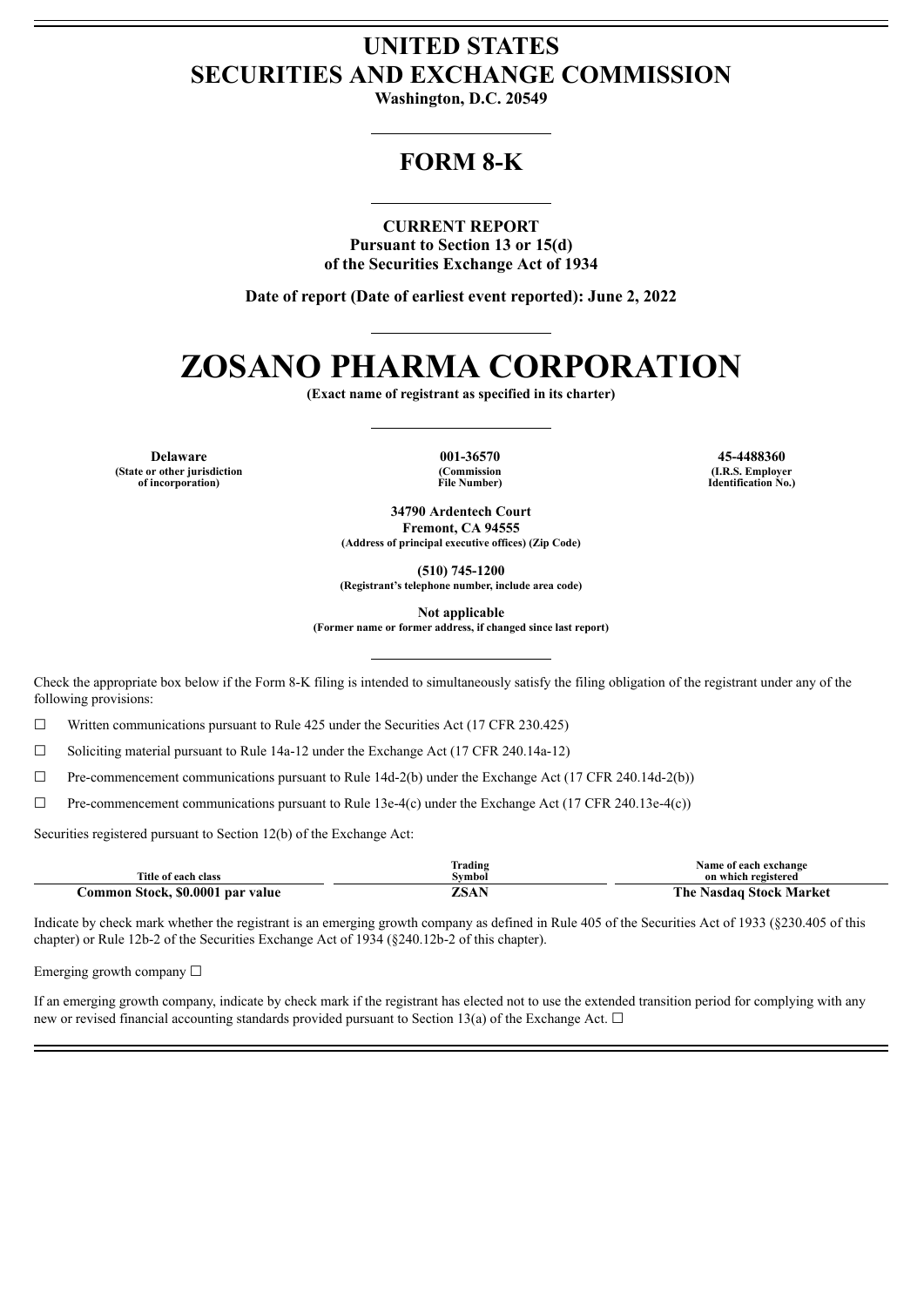# UNITED STATES
# SECURITIES AND EXCHANGE COMMISSION

**Washington, D.C. 20549**

## FORM 8-K

**CURRENT REPORT**
**Pursuant to Section 13 or 15(d)**
**of the Securities Exchange Act of 1934**

**Date of report (Date of earliest event reported): June 2, 2022**

# ZOSANO PHARMA CORPORATION

**(Exact name of registrant as specified in its charter)**

| Delaware | 001-36570 | 45-4488360 |
|---|---|---|
| (State or other jurisdiction of incorporation) | (Commission File Number) | (I.R.S. Employer Identification No.) |

**34790 Ardentech Court**
**Fremont, CA 94555**
**(Address of principal executive offices) (Zip Code)**

**(510) 745-1200**
**(Registrant's telephone number, include area code)**

**Not applicable**
**(Former name or former address, if changed since last report)**

Check the appropriate box below if the Form 8-K filing is intended to simultaneously satisfy the filing obligation of the registrant under any of the following provisions:

☐ Written communications pursuant to Rule 425 under the Securities Act (17 CFR 230.425)

☐ Soliciting material pursuant to Rule 14a-12 under the Exchange Act (17 CFR 240.14a-12)

☐ Pre-commencement communications pursuant to Rule 14d-2(b) under the Exchange Act (17 CFR 240.14d-2(b))

☐ Pre-commencement communications pursuant to Rule 13e-4(c) under the Exchange Act (17 CFR 240.13e-4(c))

Securities registered pursuant to Section 12(b) of the Exchange Act:

| Title of each class | Trading Symbol | Name of each exchange on which registered |
|---|---|---|
| **Common Stock, $0.0001 par value** | **ZSAN** | **The Nasdaq Stock Market** |

Indicate by check mark whether the registrant is an emerging growth company as defined in Rule 405 of the Securities Act of 1933 (§230.405 of this chapter) or Rule 12b-2 of the Securities Exchange Act of 1934 (§240.12b-2 of this chapter).

Emerging growth company ☐

If an emerging growth company, indicate by check mark if the registrant has elected not to use the extended transition period for complying with any new or revised financial accounting standards provided pursuant to Section 13(a) of the Exchange Act. ☐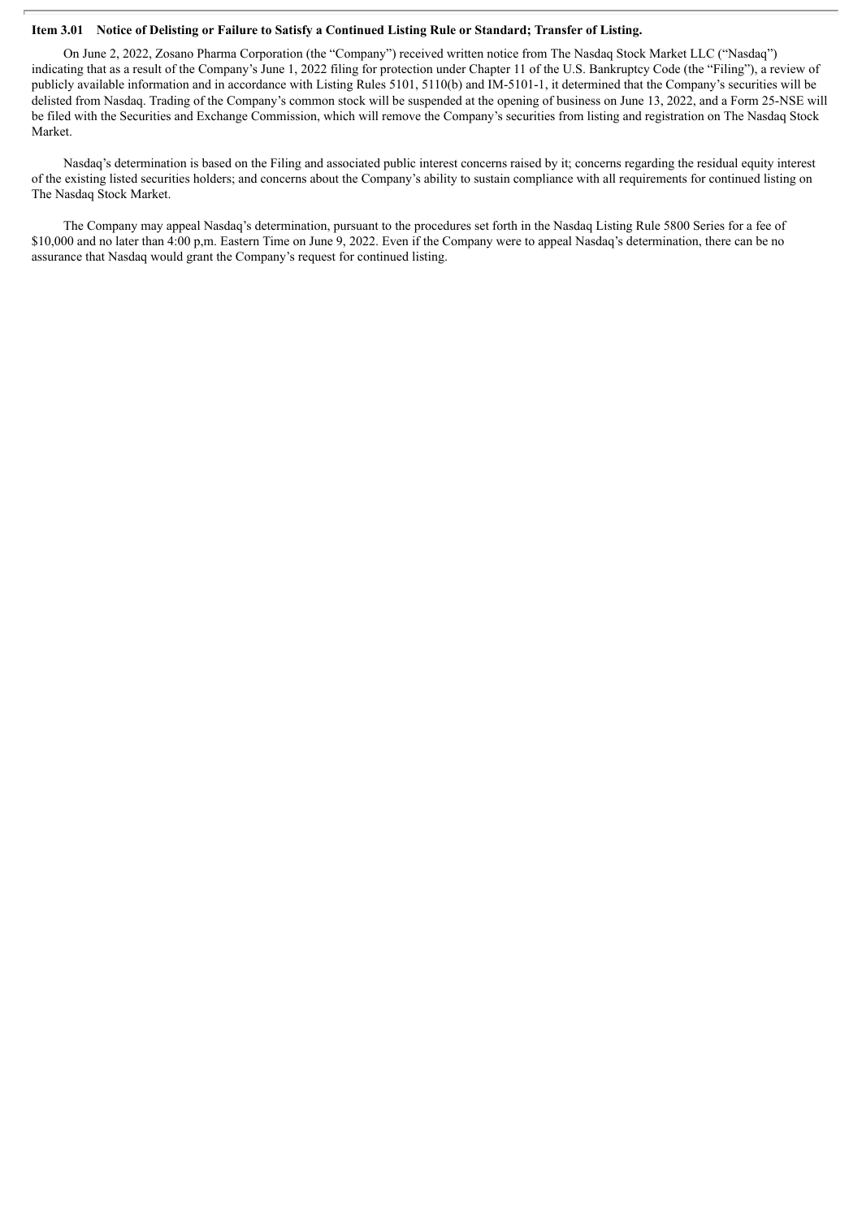**Item 3.01 Notice of Delisting or Failure to Satisfy a Continued Listing Rule or Standard; Transfer of Listing.**

On June 2, 2022, Zosano Pharma Corporation (the "Company") received written notice from The Nasdaq Stock Market LLC ("Nasdaq") indicating that as a result of the Company's June 1, 2022 filing for protection under Chapter 11 of the U.S. Bankruptcy Code (the "Filing"), a review of publicly available information and in accordance with Listing Rules 5101, 5110(b) and IM-5101-1, it determined that the Company's securities will be delisted from Nasdaq. Trading of the Company's common stock will be suspended at the opening of business on June 13, 2022, and a Form 25-NSE will be filed with the Securities and Exchange Commission, which will remove the Company's securities from listing and registration on The Nasdaq Stock Market.

Nasdaq's determination is based on the Filing and associated public interest concerns raised by it; concerns regarding the residual equity interest of the existing listed securities holders; and concerns about the Company's ability to sustain compliance with all requirements for continued listing on The Nasdaq Stock Market.

The Company may appeal Nasdaq's determination, pursuant to the procedures set forth in the Nasdaq Listing Rule 5800 Series for a fee of $10,000 and no later than 4:00 p,m. Eastern Time on June 9, 2022. Even if the Company were to appeal Nasdaq's determination, there can be no assurance that Nasdaq would grant the Company's request for continued listing.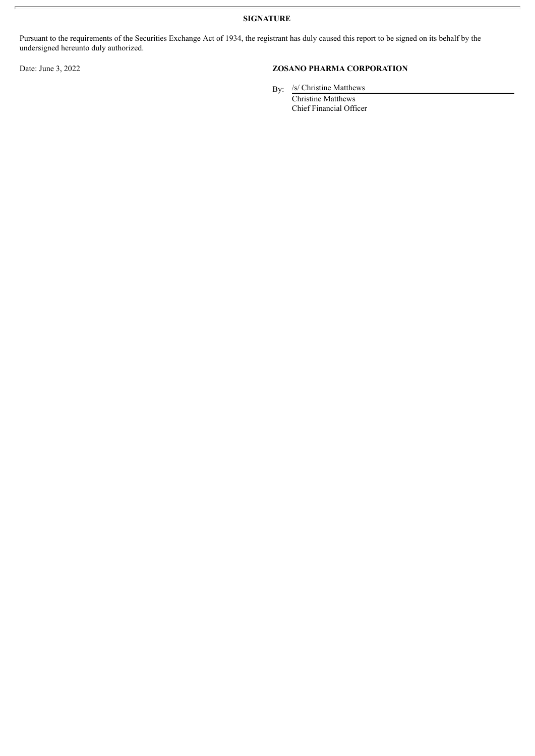**SIGNATURE**

Pursuant to the requirements of the Securities Exchange Act of 1934, the registrant has duly caused this report to be signed on its behalf by the undersigned hereunto duly authorized.

Date: June 3, 2022

**ZOSANO PHARMA CORPORATION**

By: /s/ Christine Matthews
Christine Matthews
Chief Financial Officer